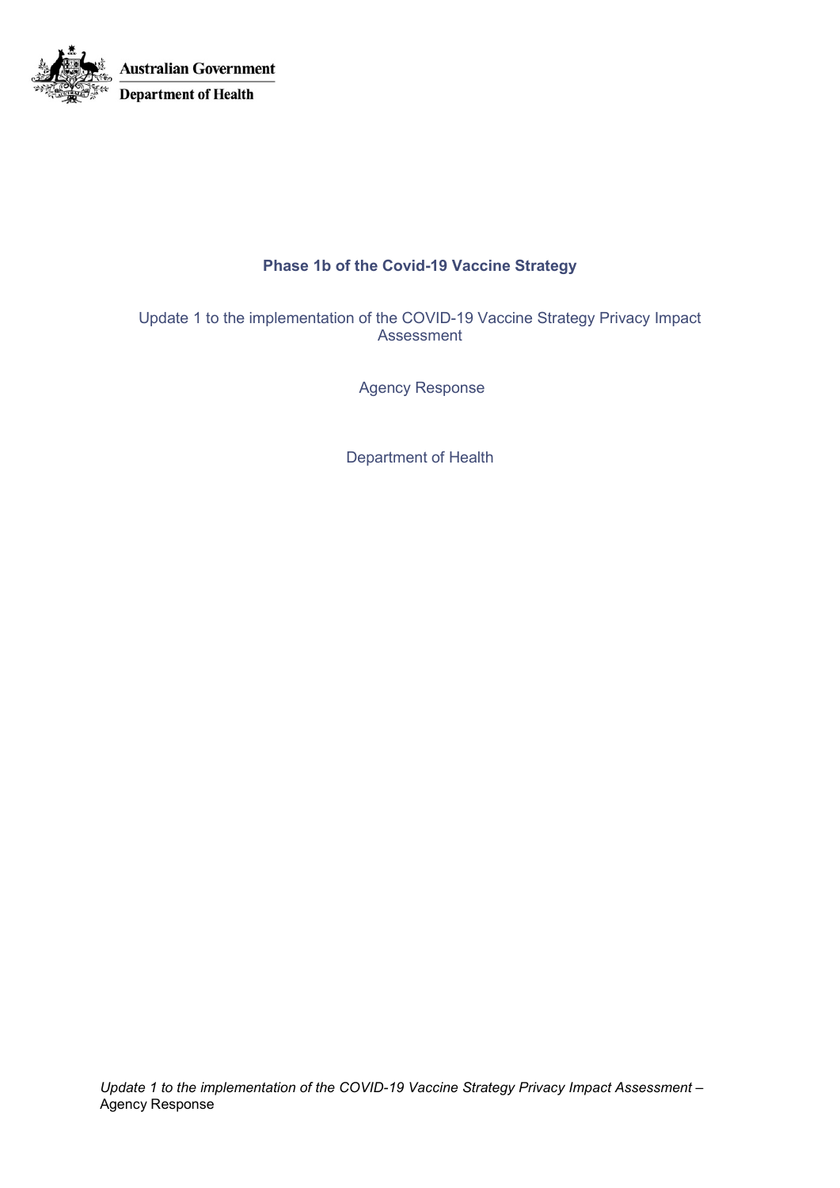Australian Government

Department of Health

# Phase 1b of the Covid-19 Vaccine Strategy

Update 1 to the implementation of the COVID-19 Vaccine Strategy Privacy Impact Assessment

Agency Response

Department of Health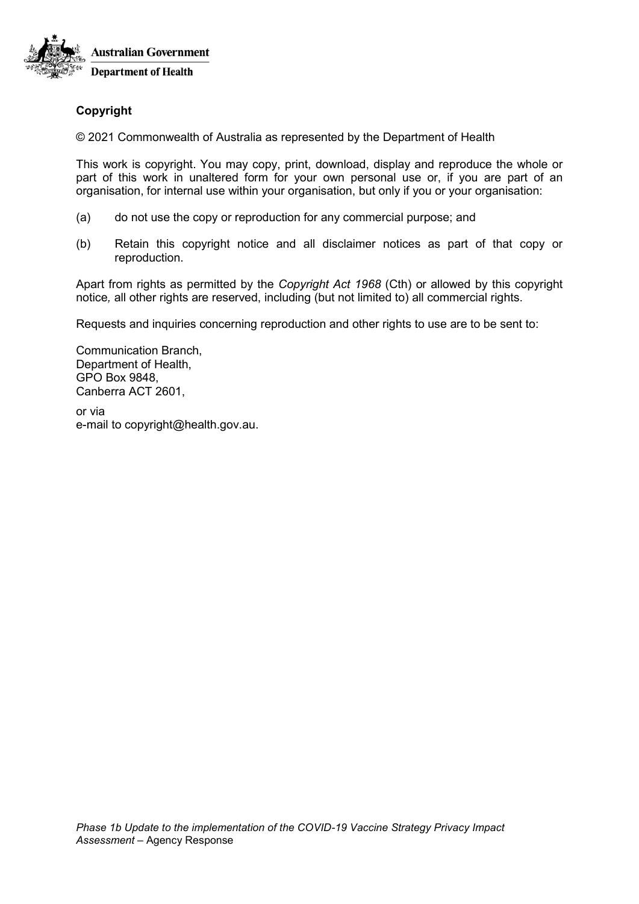**Australian Government**

**Department of Health**

**Copyright**

© 2021 Commonwealth of Australia as represented by the Department of Health

This work is copyright. You may copy, print, download, display and reproduce the whole or part of this work in unaltered form for your own personal use or, if you are part of an organisation, for internal use within your organisation, but only if you or your organisation:

(a) do not use the copy or reproduction for any commercial purpose; and

(b) Retain this copyright notice and all disclaimer notices as part of that copy or reproduction.

Apart from rights as permitted by the *Copyright Act 1968* (Cth) or allowed by this copyright notice, all other rights are reserved, including (but not limited to) all commercial rights.

Requests and inquiries concerning reproduction and other rights to use are to be sent to:

Communication Branch,
Department of Health,
GPO Box 9848,
Canberra ACT 2601,

or via
e-mail to copyright@health.gov.au.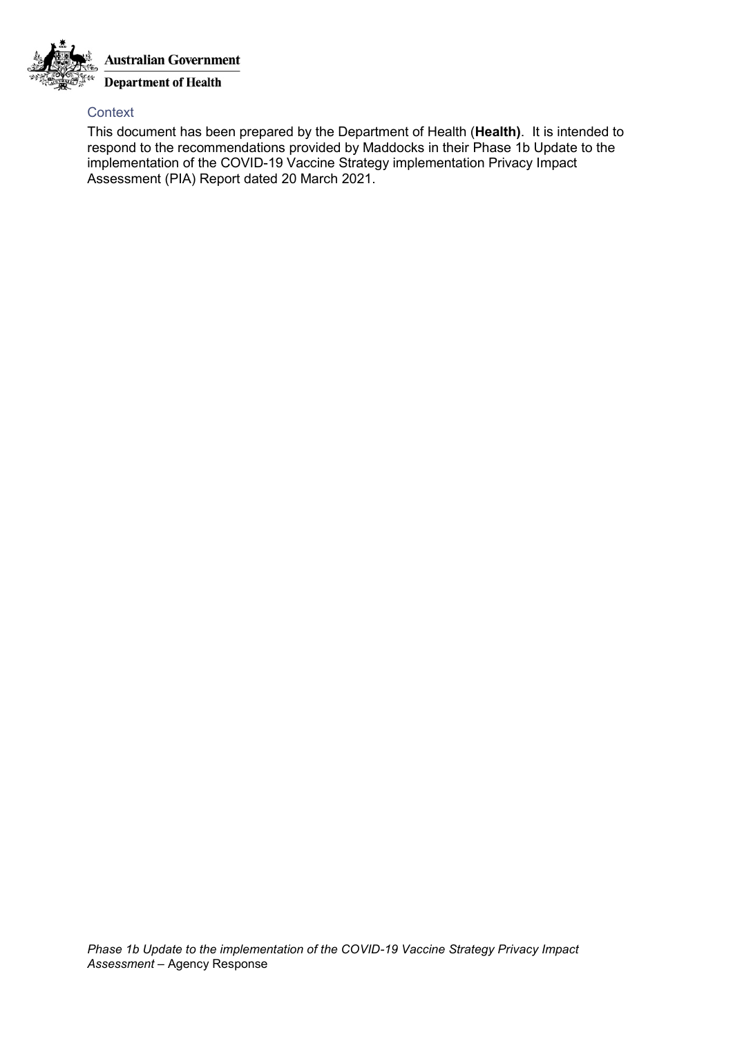## Context

This document has been prepared by the Department of Health (**Health)**. It is intended to respond to the recommendations provided by Maddocks in their Phase 1b Update to the implementation of the COVID-19 Vaccine Strategy implementation Privacy Impact Assessment (PIA) Report dated 20 March 2021.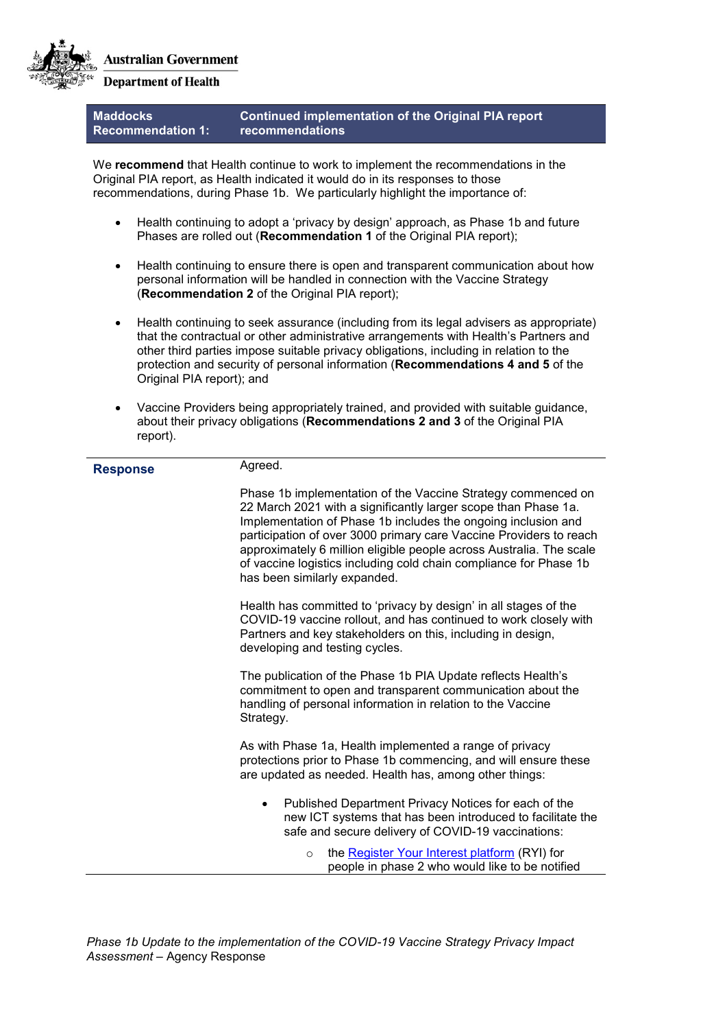| Maddocks Recommendation 1: | Continued implementation of the Original PIA report recommendations |
|---|---|

We **recommend** that Health continue to work to implement the recommendations in the Original PIA report, as Health indicated it would do in its responses to those recommendations, during Phase 1b. We particularly highlight the importance of:

- Health continuing to adopt a 'privacy by design' approach, as Phase 1b and future Phases are rolled out (**Recommendation 1** of the Original PIA report);
- Health continuing to ensure there is open and transparent communication about how personal information will be handled in connection with the Vaccine Strategy (**Recommendation 2** of the Original PIA report);
- Health continuing to seek assurance (including from its legal advisers as appropriate) that the contractual or other administrative arrangements with Health's Partners and other third parties impose suitable privacy obligations, including in relation to the protection and security of personal information (**Recommendations 4 and 5** of the Original PIA report); and
- Vaccine Providers being appropriately trained, and provided with suitable guidance, about their privacy obligations (**Recommendations 2 and 3** of the Original PIA report).

**Response**

Agreed.

Phase 1b implementation of the Vaccine Strategy commenced on 22 March 2021 with a significantly larger scope than Phase 1a. Implementation of Phase 1b includes the ongoing inclusion and participation of over 3000 primary care Vaccine Providers to reach approximately 6 million eligible people across Australia. The scale of vaccine logistics including cold chain compliance for Phase 1b has been similarly expanded.

Health has committed to 'privacy by design' in all stages of the COVID-19 vaccine rollout, and has continued to work closely with Partners and key stakeholders on this, including in design, developing and testing cycles.

The publication of the Phase 1b PIA Update reflects Health's commitment to open and transparent communication about the handling of personal information in relation to the Vaccine Strategy.

As with Phase 1a, Health implemented a range of privacy protections prior to Phase 1b commencing, and will ensure these are updated as needed. Health has, among other things:

- Published Department Privacy Notices for each of the new ICT systems that has been introduced to facilitate the safe and secure delivery of COVID-19 vaccinations:
  - the Register Your Interest platform (RYI) for people in phase 2 who would like to be notified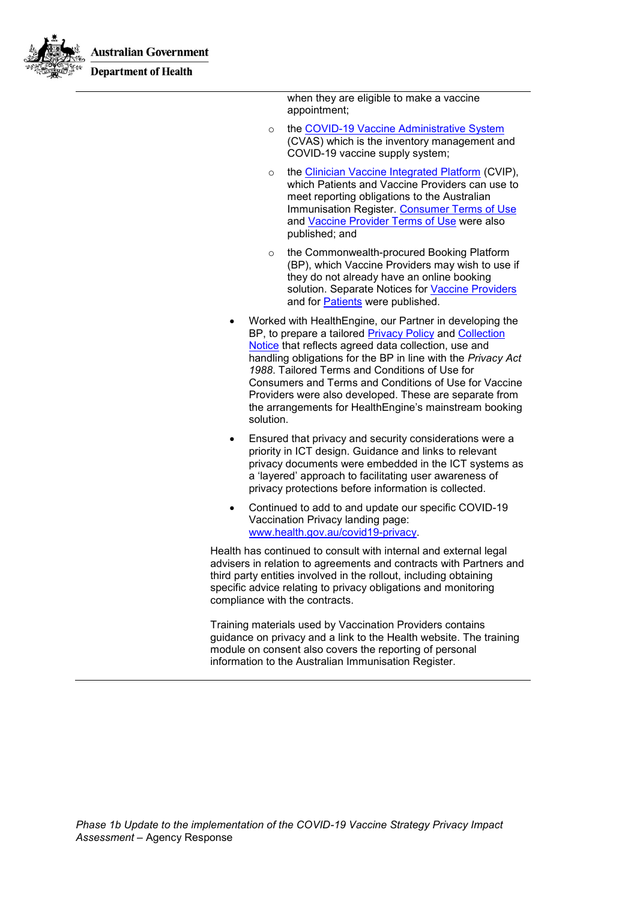- when they are eligible to make a vaccine appointment;
  - the COVID-19 Vaccine Administrative System (CVAS) which is the inventory management and COVID-19 vaccine supply system;
  - the Clinician Vaccine Integrated Platform (CVIP), which Patients and Vaccine Providers can use to meet reporting obligations to the Australian Immunisation Register. Consumer Terms of Use and Vaccine Provider Terms of Use were also published; and
  - the Commonwealth-procured Booking Platform (BP), which Vaccine Providers may wish to use if they do not already have an online booking solution. Separate Notices for Vaccine Providers and for Patients were published.
- Worked with HealthEngine, our Partner in developing the BP, to prepare a tailored Privacy Policy and Collection Notice that reflects agreed data collection, use and handling obligations for the BP in line with the *Privacy Act 1988*. Tailored Terms and Conditions of Use for Consumers and Terms and Conditions of Use for Vaccine Providers were also developed. These are separate from the arrangements for HealthEngine's mainstream booking solution.
- Ensured that privacy and security considerations were a priority in ICT design. Guidance and links to relevant privacy documents were embedded in the ICT systems as a 'layered' approach to facilitating user awareness of privacy protections before information is collected.
- Continued to add to and update our specific COVID-19 Vaccination Privacy landing page: www.health.gov.au/covid19-privacy.

Health has continued to consult with internal and external legal advisers in relation to agreements and contracts with Partners and third party entities involved in the rollout, including obtaining specific advice relating to privacy obligations and monitoring compliance with the contracts.

Training materials used by Vaccination Providers contains guidance on privacy and a link to the Health website. The training module on consent also covers the reporting of personal information to the Australian Immunisation Register.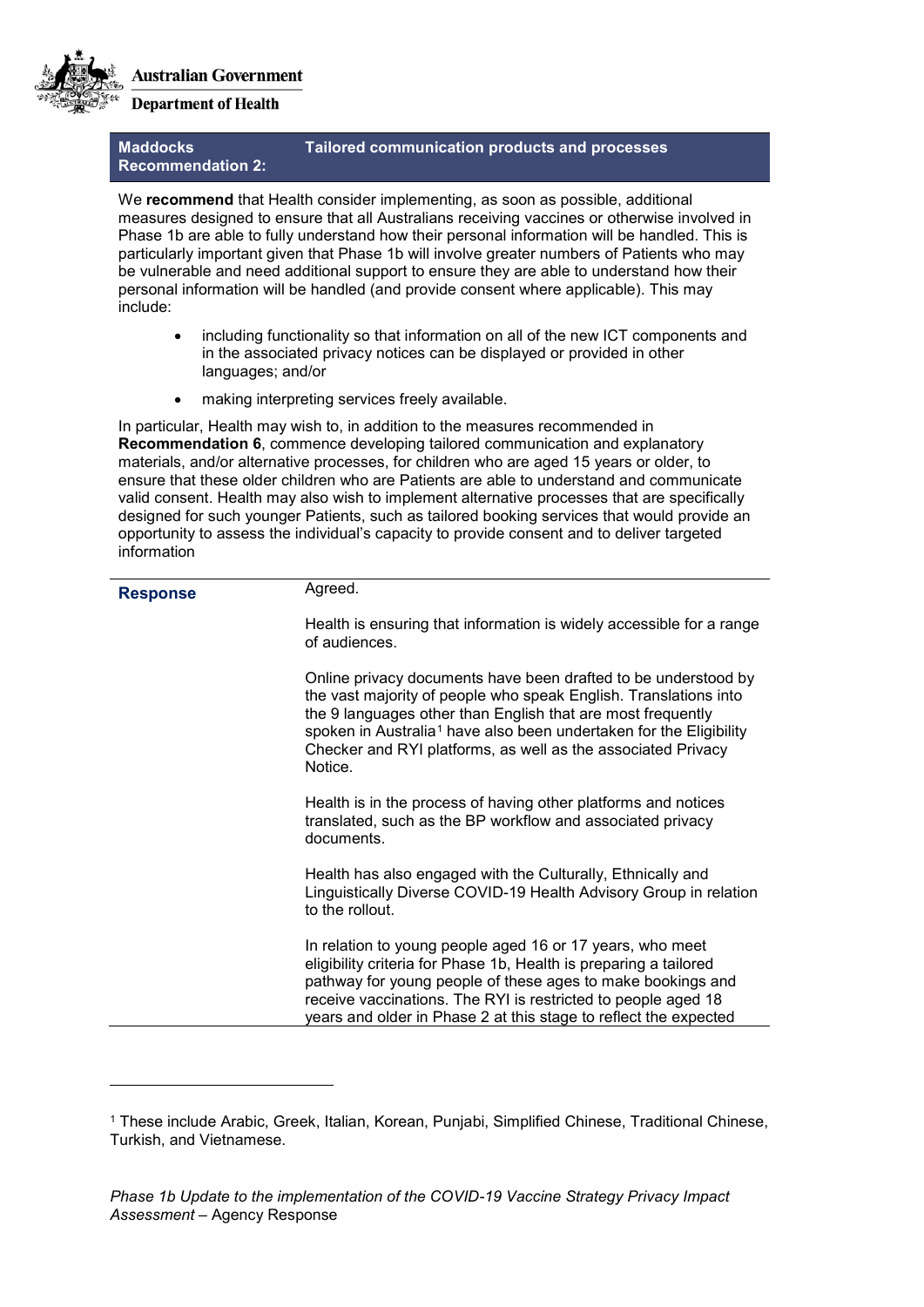Australian Government

Department of Health

| Maddocks Recommendation 2: | Tailored communication products and processes |
|---|---|

We **recommend** that Health consider implementing, as soon as possible, additional measures designed to ensure that all Australians receiving vaccines or otherwise involved in Phase 1b are able to fully understand how their personal information will be handled. This is particularly important given that Phase 1b will involve greater numbers of Patients who may be vulnerable and need additional support to ensure they are able to understand how their personal information will be handled (and provide consent where applicable). This may include:

- including functionality so that information on all of the new ICT components and in the associated privacy notices can be displayed or provided in other languages; and/or
- making interpreting services freely available.

In particular, Health may wish to, in addition to the measures recommended in **Recommendation 6**, commence developing tailored communication and explanatory materials, and/or alternative processes, for children who are aged 15 years or older, to ensure that these older children who are Patients are able to understand and communicate valid consent. Health may also wish to implement alternative processes that are specifically designed for such younger Patients, such as tailored booking services that would provide an opportunity to assess the individual's capacity to provide consent and to deliver targeted information

**Response**

Agreed.

Health is ensuring that information is widely accessible for a range of audiences.

Online privacy documents have been drafted to be understood by the vast majority of people who speak English. Translations into the 9 languages other than English that are most frequently spoken in Australia[1] have also been undertaken for the Eligibility Checker and RYI platforms, as well as the associated Privacy Notice.

Health is in the process of having other platforms and notices translated, such as the BP workflow and associated privacy documents.

Health has also engaged with the Culturally, Ethnically and Linguistically Diverse COVID-19 Health Advisory Group in relation to the rollout.

In relation to young people aged 16 or 17 years, who meet eligibility criteria for Phase 1b, Health is preparing a tailored pathway for young people of these ages to make bookings and receive vaccinations. The RYI is restricted to people aged 18 years and older in Phase 2 at this stage to reflect the expected

[1] These include Arabic, Greek, Italian, Korean, Punjabi, Simplified Chinese, Traditional Chinese, Turkish, and Vietnamese.

*Phase 1b Update to the implementation of the COVID-19 Vaccine Strategy Privacy Impact Assessment* – Agency Response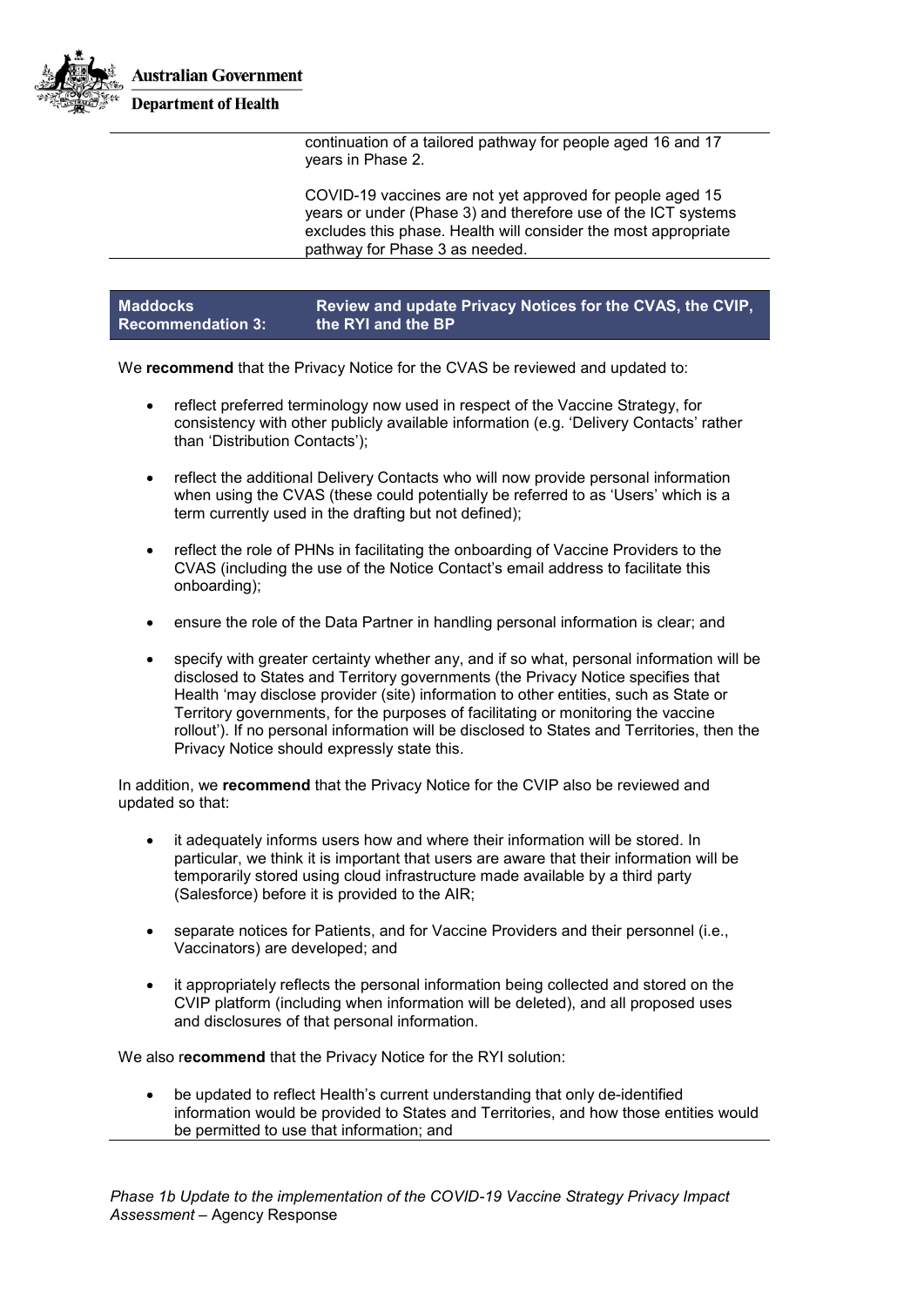| | |
|---|---|
| | continuation of a tailored pathway for people aged 16 and 17 years in Phase 2.<br><br>COVID-19 vaccines are not yet approved for people aged 15 years or under (Phase 3) and therefore use of the ICT systems excludes this phase. Health will consider the most appropriate pathway for Phase 3 as needed. |

| **Maddocks Recommendation 3:** | **Review and update Privacy Notices for the CVAS, the CVIP, the RYI and the BP** |
|---|---|

We **recommend** that the Privacy Notice for the CVAS be reviewed and updated to:

- reflect preferred terminology now used in respect of the Vaccine Strategy, for consistency with other publicly available information (e.g. 'Delivery Contacts' rather than 'Distribution Contacts');
- reflect the additional Delivery Contacts who will now provide personal information when using the CVAS (these could potentially be referred to as 'Users' which is a term currently used in the drafting but not defined);
- reflect the role of PHNs in facilitating the onboarding of Vaccine Providers to the CVAS (including the use of the Notice Contact's email address to facilitate this onboarding);
- ensure the role of the Data Partner in handling personal information is clear; and
- specify with greater certainty whether any, and if so what, personal information will be disclosed to States and Territory governments (the Privacy Notice specifies that Health 'may disclose provider (site) information to other entities, such as State or Territory governments, for the purposes of facilitating or monitoring the vaccine rollout'). If no personal information will be disclosed to States and Territories, then the Privacy Notice should expressly state this.

In addition, we **recommend** that the Privacy Notice for the CVIP also be reviewed and updated so that:

- it adequately informs users how and where their information will be stored. In particular, we think it is important that users are aware that their information will be temporarily stored using cloud infrastructure made available by a third party (Salesforce) before it is provided to the AIR;
- separate notices for Patients, and for Vaccine Providers and their personnel (i.e., Vaccinators) are developed; and
- it appropriately reflects the personal information being collected and stored on the CVIP platform (including when information will be deleted), and all proposed uses and disclosures of that personal information.

We also r**ecommend** that the Privacy Notice for the RYI solution:

- be updated to reflect Health's current understanding that only de-identified information would be provided to States and Territories, and how those entities would be permitted to use that information; and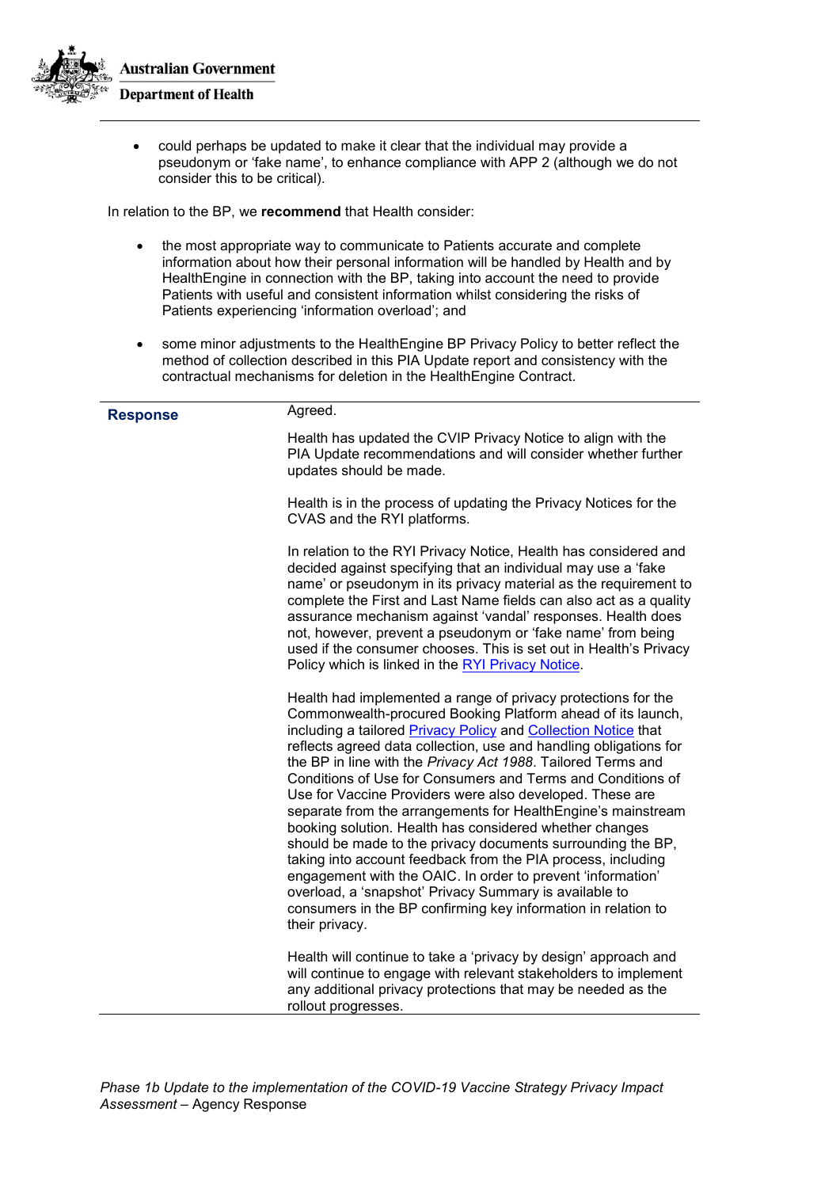- could perhaps be updated to make it clear that the individual may provide a pseudonym or 'fake name', to enhance compliance with APP 2 (although we do not consider this to be critical).

In relation to the BP, we **recommend** that Health consider:

- the most appropriate way to communicate to Patients accurate and complete information about how their personal information will be handled by Health and by HealthEngine in connection with the BP, taking into account the need to provide Patients with useful and consistent information whilst considering the risks of Patients experiencing 'information overload'; and
- some minor adjustments to the HealthEngine BP Privacy Policy to better reflect the method of collection described in this PIA Update report and consistency with the contractual mechanisms for deletion in the HealthEngine Contract.

| | |
|---|---|
| **Response** | Agreed.<br><br>Health has updated the CVIP Privacy Notice to align with the PIA Update recommendations and will consider whether further updates should be made.<br><br>Health is in the process of updating the Privacy Notices for the CVAS and the RYI platforms.<br><br>In relation to the RYI Privacy Notice, Health has considered and decided against specifying that an individual may use a 'fake name' or pseudonym in its privacy material as the requirement to complete the First and Last Name fields can also act as a quality assurance mechanism against 'vandal' responses. Health does not, however, prevent a pseudonym or 'fake name' from being used if the consumer chooses. This is set out in Health's Privacy Policy which is linked in the RYI Privacy Notice.<br><br>Health had implemented a range of privacy protections for the Commonwealth-procured Booking Platform ahead of its launch, including a tailored Privacy Policy and Collection Notice that reflects agreed data collection, use and handling obligations for the BP in line with the *Privacy Act 1988*. Tailored Terms and Conditions of Use for Consumers and Terms and Conditions of Use for Vaccine Providers were also developed. These are separate from the arrangements for HealthEngine's mainstream booking solution. Health has considered whether changes should be made to the privacy documents surrounding the BP, taking into account feedback from the PIA process, including engagement with the OAIC. In order to prevent 'information' overload, a 'snapshot' Privacy Summary is available to consumers in the BP confirming key information in relation to their privacy.<br><br>Health will continue to take a 'privacy by design' approach and will continue to engage with relevant stakeholders to implement any additional privacy protections that may be needed as the rollout progresses. |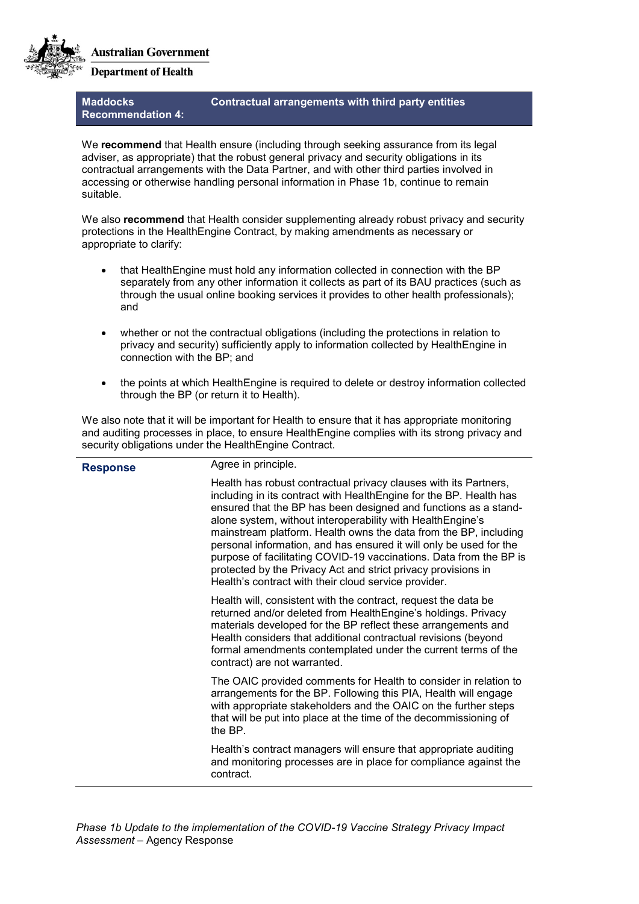| Maddocks Recommendation 4: | Contractual arrangements with third party entities |
|---|---|

We **recommend** that Health ensure (including through seeking assurance from its legal adviser, as appropriate) that the robust general privacy and security obligations in its contractual arrangements with the Data Partner, and with other third parties involved in accessing or otherwise handling personal information in Phase 1b, continue to remain suitable.

We also **recommend** that Health consider supplementing already robust privacy and security protections in the HealthEngine Contract, by making amendments as necessary or appropriate to clarify:

- that HealthEngine must hold any information collected in connection with the BP separately from any other information it collects as part of its BAU practices (such as through the usual online booking services it provides to other health professionals); and
- whether or not the contractual obligations (including the protections in relation to privacy and security) sufficiently apply to information collected by HealthEngine in connection with the BP; and
- the points at which HealthEngine is required to delete or destroy information collected through the BP (or return it to Health).

We also note that it will be important for Health to ensure that it has appropriate monitoring and auditing processes in place, to ensure HealthEngine complies with its strong privacy and security obligations under the HealthEngine Contract.

| **Response** | Agree in principle.<br><br>Health has robust contractual privacy clauses with its Partners, including in its contract with HealthEngine for the BP. Health has ensured that the BP has been designed and functions as a stand-alone system, without interoperability with HealthEngine's mainstream platform. Health owns the data from the BP, including personal information, and has ensured it will only be used for the purpose of facilitating COVID-19 vaccinations. Data from the BP is protected by the Privacy Act and strict privacy provisions in Health's contract with their cloud service provider.<br><br>Health will, consistent with the contract, request the data be returned and/or deleted from HealthEngine's holdings. Privacy materials developed for the BP reflect these arrangements and Health considers that additional contractual revisions (beyond formal amendments contemplated under the current terms of the contract) are not warranted.<br><br>The OAIC provided comments for Health to consider in relation to arrangements for the BP. Following this PIA, Health will engage with appropriate stakeholders and the OAIC on the further steps that will be put into place at the time of the decommissioning of the BP.<br><br>Health's contract managers will ensure that appropriate auditing and monitoring processes are in place for compliance against the contract. |
|---|---|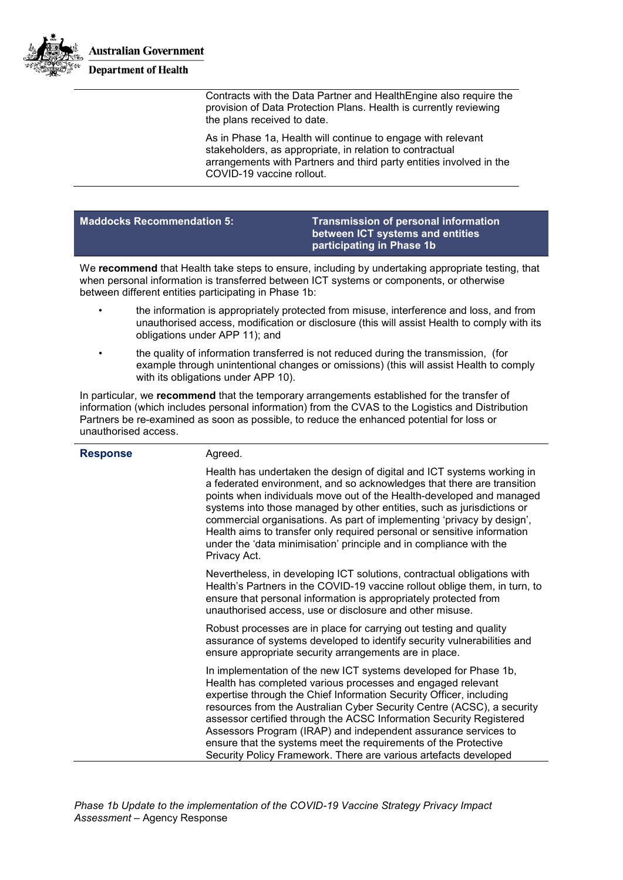| | |
|---|---|
| | Contracts with the Data Partner and HealthEngine also require the provision of Data Protection Plans. Health is currently reviewing the plans received to date.<br><br>As in Phase 1a, Health will continue to engage with relevant stakeholders, as appropriate, in relation to contractual arrangements with Partners and third party entities involved in the COVID-19 vaccine rollout. |

| **Maddocks Recommendation 5:** | **Transmission of personal information between ICT systems and entities participating in Phase 1b** |
|---|---|

We **recommend** that Health take steps to ensure, including by undertaking appropriate testing, that when personal information is transferred between ICT systems or components, or otherwise between different entities participating in Phase 1b:

- the information is appropriately protected from misuse, interference and loss, and from unauthorised access, modification or disclosure (this will assist Health to comply with its obligations under APP 11); and
- the quality of information transferred is not reduced during the transmission, (for example through unintentional changes or omissions) (this will assist Health to comply with its obligations under APP 10).

In particular, we **recommend** that the temporary arrangements established for the transfer of information (which includes personal information) from the CVAS to the Logistics and Distribution Partners be re-examined as soon as possible, to reduce the enhanced potential for loss or unauthorised access.

| | |
|---|---|
| **Response** | Agreed.<br><br>Health has undertaken the design of digital and ICT systems working in a federated environment, and so acknowledges that there are transition points when individuals move out of the Health-developed and managed systems into those managed by other entities, such as jurisdictions or commercial organisations. As part of implementing 'privacy by design', Health aims to transfer only required personal or sensitive information under the 'data minimisation' principle and in compliance with the Privacy Act.<br><br>Nevertheless, in developing ICT solutions, contractual obligations with Health's Partners in the COVID-19 vaccine rollout oblige them, in turn, to ensure that personal information is appropriately protected from unauthorised access, use or disclosure and other misuse.<br><br>Robust processes are in place for carrying out testing and quality assurance of systems developed to identify security vulnerabilities and ensure appropriate security arrangements are in place.<br><br>In implementation of the new ICT systems developed for Phase 1b, Health has completed various processes and engaged relevant expertise through the Chief Information Security Officer, including resources from the Australian Cyber Security Centre (ACSC), a security assessor certified through the ACSC Information Security Registered Assessors Program (IRAP) and independent assurance services to ensure that the systems meet the requirements of the Protective Security Policy Framework. There are various artefacts developed |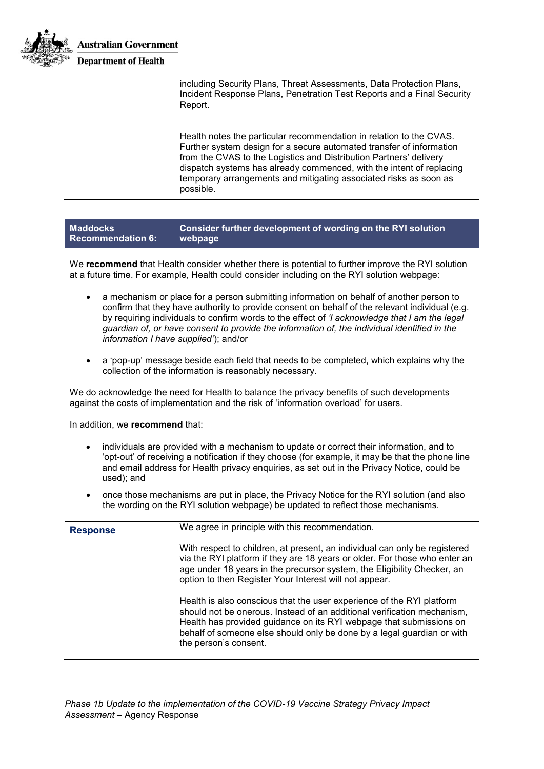including Security Plans, Threat Assessments, Data Protection Plans, Incident Response Plans, Penetration Test Reports and a Final Security Report.

Health notes the particular recommendation in relation to the CVAS. Further system design for a secure automated transfer of information from the CVAS to the Logistics and Distribution Partners' delivery dispatch systems has already commenced, with the intent of replacing temporary arrangements and mitigating associated risks as soon as possible.

| **Maddocks Recommendation 6:** | **Consider further development of wording on the RYI solution webpage** |
|---|---|

We **recommend** that Health consider whether there is potential to further improve the RYI solution at a future time. For example, Health could consider including on the RYI solution webpage:

- a mechanism or place for a person submitting information on behalf of another person to confirm that they have authority to provide consent on behalf of the relevant individual (e.g. by requiring individuals to confirm words to the effect of *'I acknowledge that I am the legal guardian of, or have consent to provide the information of, the individual identified in the information I have supplied'*); and/or
- a 'pop-up' message beside each field that needs to be completed, which explains why the collection of the information is reasonably necessary.

We do acknowledge the need for Health to balance the privacy benefits of such developments against the costs of implementation and the risk of 'information overload' for users.

In addition, we **recommend** that:

- individuals are provided with a mechanism to update or correct their information, and to 'opt-out' of receiving a notification if they choose (for example, it may be that the phone line and email address for Health privacy enquiries, as set out in the Privacy Notice, could be used); and
- once those mechanisms are put in place, the Privacy Notice for the RYI solution (and also the wording on the RYI solution webpage) be updated to reflect those mechanisms.

**Response**

We agree in principle with this recommendation.

With respect to children, at present, an individual can only be registered via the RYI platform if they are 18 years or older. For those who enter an age under 18 years in the precursor system, the Eligibility Checker, an option to then Register Your Interest will not appear.

Health is also conscious that the user experience of the RYI platform should not be onerous. Instead of an additional verification mechanism, Health has provided guidance on its RYI webpage that submissions on behalf of someone else should only be done by a legal guardian or with the person's consent.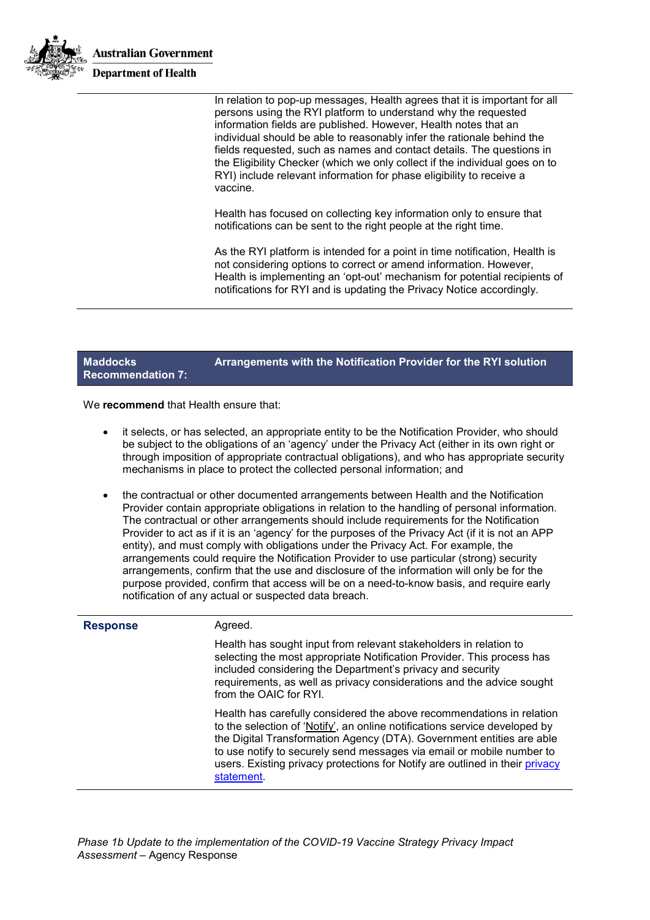In relation to pop-up messages, Health agrees that it is important for all persons using the RYI platform to understand why the requested information fields are published. However, Health notes that an individual should be able to reasonably infer the rationale behind the fields requested, such as names and contact details. The questions in the Eligibility Checker (which we only collect if the individual goes on to RYI) include relevant information for phase eligibility to receive a vaccine.

Health has focused on collecting key information only to ensure that notifications can be sent to the right people at the right time.

As the RYI platform is intended for a point in time notification, Health is not considering options to correct or amend information. However, Health is implementing an 'opt-out' mechanism for potential recipients of notifications for RYI and is updating the Privacy Notice accordingly.

## Maddocks Recommendation 7: Arrangements with the Notification Provider for the RYI solution

We **recommend** that Health ensure that:

- it selects, or has selected, an appropriate entity to be the Notification Provider, who should be subject to the obligations of an 'agency' under the Privacy Act (either in its own right or through imposition of appropriate contractual obligations), and who has appropriate security mechanisms in place to protect the collected personal information; and
- the contractual or other documented arrangements between Health and the Notification Provider contain appropriate obligations in relation to the handling of personal information. The contractual or other arrangements should include requirements for the Notification Provider to act as if it is an 'agency' for the purposes of the Privacy Act (if it is not an APP entity), and must comply with obligations under the Privacy Act. For example, the arrangements could require the Notification Provider to use particular (strong) security arrangements, confirm that the use and disclosure of the information will only be for the purpose provided, confirm that access will be on a need-to-know basis, and require early notification of any actual or suspected data breach.

**Response**

Agreed.

Health has sought input from relevant stakeholders in relation to selecting the most appropriate Notification Provider. This process has included considering the Department's privacy and security requirements, as well as privacy considerations and the advice sought from the OAIC for RYI.

Health has carefully considered the above recommendations in relation to the selection of 'Notify', an online notifications service developed by the Digital Transformation Agency (DTA). Government entities are able to use notify to securely send messages via email or mobile number to users. Existing privacy protections for Notify are outlined in their privacy statement.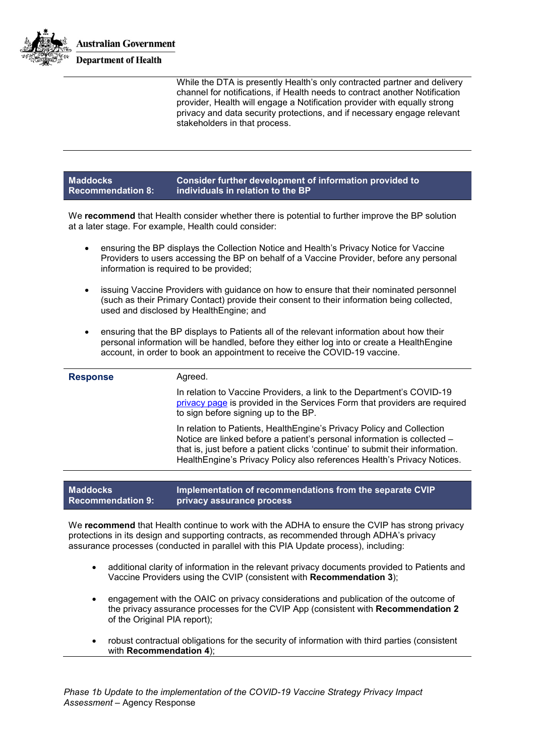While the DTA is presently Health's only contracted partner and delivery channel for notifications, if Health needs to contract another Notification provider, Health will engage a Notification provider with equally strong privacy and data security protections, and if necessary engage relevant stakeholders in that process.

| **Maddocks Recommendation 8:** | **Consider further development of information provided to individuals in relation to the BP** |
| --- | --- |

We **recommend** that Health consider whether there is potential to further improve the BP solution at a later stage. For example, Health could consider:

- ensuring the BP displays the Collection Notice and Health's Privacy Notice for Vaccine Providers to users accessing the BP on behalf of a Vaccine Provider, before any personal information is required to be provided;
- issuing Vaccine Providers with guidance on how to ensure that their nominated personnel (such as their Primary Contact) provide their consent to their information being collected, used and disclosed by HealthEngine; and
- ensuring that the BP displays to Patients all of the relevant information about how their personal information will be handled, before they either log into or create a HealthEngine account, in order to book an appointment to receive the COVID-19 vaccine.

| **Response** | Agreed.<br><br>In relation to Vaccine Providers, a link to the Department's COVID-19 privacy page is provided in the Services Form that providers are required to sign before signing up to the BP.<br><br>In relation to Patients, HealthEngine's Privacy Policy and Collection Notice are linked before a patient's personal information is collected – that is, just before a patient clicks 'continue' to submit their information. HealthEngine's Privacy Policy also references Health's Privacy Notices. |
| --- | --- |

| **Maddocks Recommendation 9:** | **Implementation of recommendations from the separate CVIP privacy assurance process** |
| --- | --- |

We **recommend** that Health continue to work with the ADHA to ensure the CVIP has strong privacy protections in its design and supporting contracts, as recommended through ADHA's privacy assurance processes (conducted in parallel with this PIA Update process), including:

- additional clarity of information in the relevant privacy documents provided to Patients and Vaccine Providers using the CVIP (consistent with **Recommendation 3**);
- engagement with the OAIC on privacy considerations and publication of the outcome of the privacy assurance processes for the CVIP App (consistent with **Recommendation 2** of the Original PIA report);
- robust contractual obligations for the security of information with third parties (consistent with **Recommendation 4**);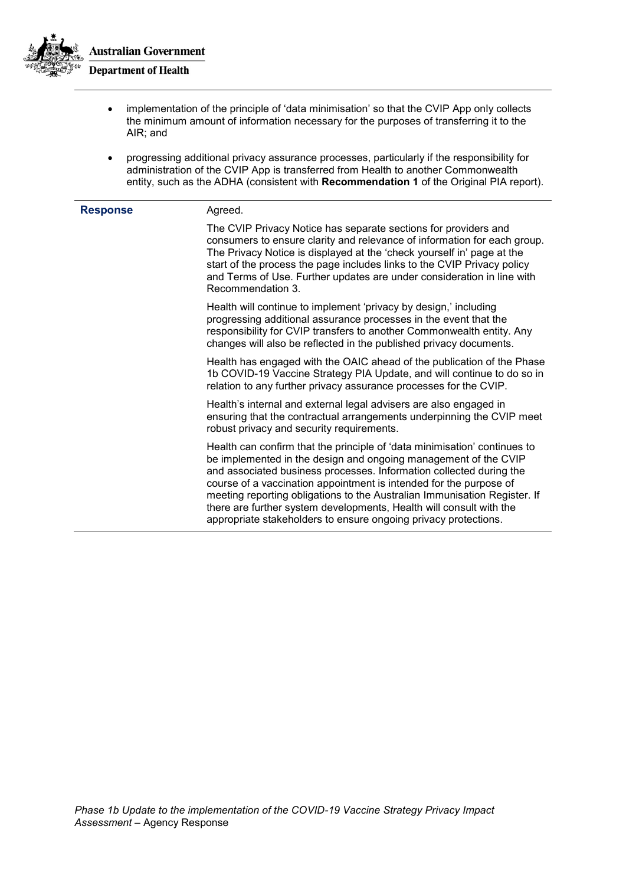- implementation of the principle of 'data minimisation' so that the CVIP App only collects the minimum amount of information necessary for the purposes of transferring it to the AIR; and
- progressing additional privacy assurance processes, particularly if the responsibility for administration of the CVIP App is transferred from Health to another Commonwealth entity, such as the ADHA (consistent with **Recommendation 1** of the Original PIA report).

| | |
|---|---|
| **Response** | Agreed.<br><br>The CVIP Privacy Notice has separate sections for providers and consumers to ensure clarity and relevance of information for each group. The Privacy Notice is displayed at the 'check yourself in' page at the start of the process the page includes links to the CVIP Privacy policy and Terms of Use. Further updates are under consideration in line with Recommendation 3.<br><br>Health will continue to implement 'privacy by design,' including progressing additional assurance processes in the event that the responsibility for CVIP transfers to another Commonwealth entity. Any changes will also be reflected in the published privacy documents.<br><br>Health has engaged with the OAIC ahead of the publication of the Phase 1b COVID-19 Vaccine Strategy PIA Update, and will continue to do so in relation to any further privacy assurance processes for the CVIP.<br><br>Health's internal and external legal advisers are also engaged in ensuring that the contractual arrangements underpinning the CVIP meet robust privacy and security requirements.<br><br>Health can confirm that the principle of 'data minimisation' continues to be implemented in the design and ongoing management of the CVIP and associated business processes. Information collected during the course of a vaccination appointment is intended for the purpose of meeting reporting obligations to the Australian Immunisation Register. If there are further system developments, Health will consult with the appropriate stakeholders to ensure ongoing privacy protections. |